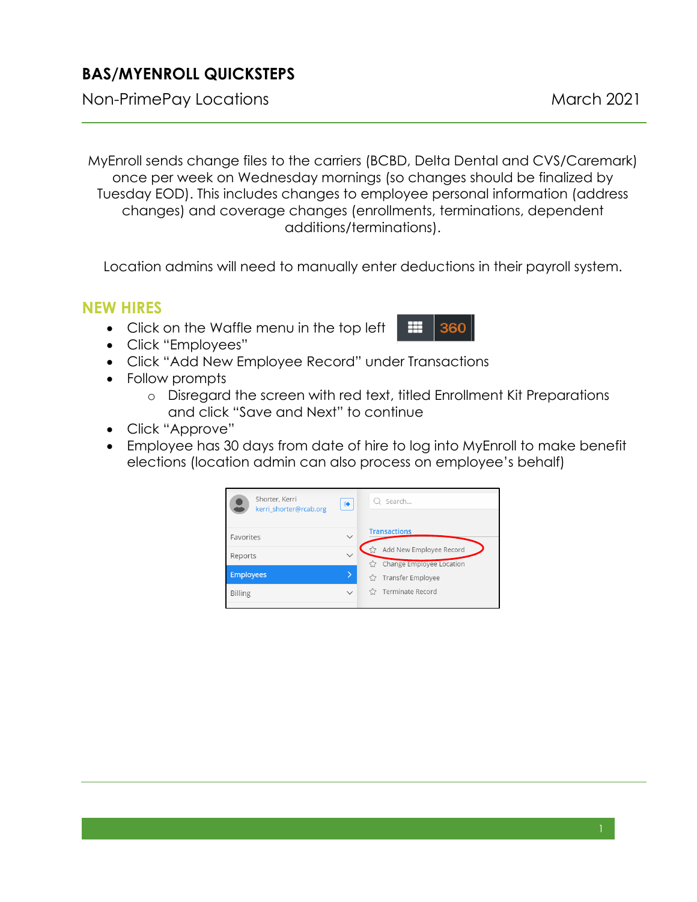# BAS/MYENROLL QUICKSTEPS

Non-PrimePay Locations March 2021

MyEnroll sends change files to the carriers (BCBD, Delta Dental and CVS/Caremark) once per week on Wednesday mornings (so changes should be finalized by Tuesday EOD). This includes changes to employee personal information (address changes) and coverage changes (enrollments, terminations, dependent additions/terminations).

Location admins will need to manually enter deductions in their payroll system.

## NEW HIRES

- Click on the Waffle menu in the top left
- Click "Employees"
- Click "Add New Employee Record" under Transactions
- Follow prompts
  - Disregard the screen with red text, titled Enrollment Kit Preparations and click "Save and Next" to continue
- Click "Approve"
- Employee has 30 days from date of hire to log into MyEnroll to make benefit elections (location admin can also process on employee's behalf)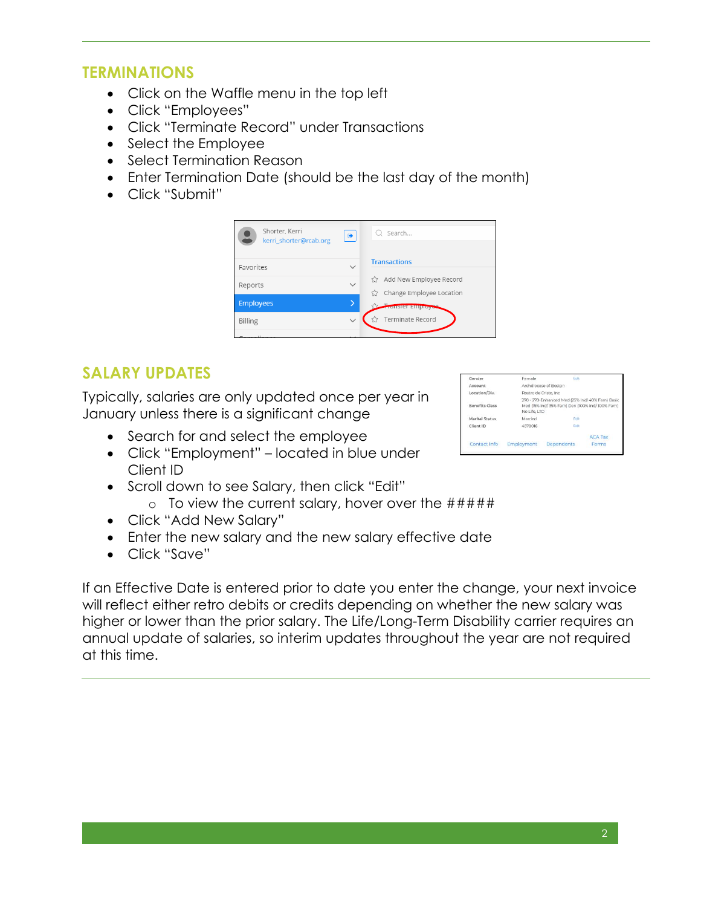## TERMINATIONS

- Click on the Waffle menu in the top left
- Click "Employees"
- Click "Terminate Record" under Transactions
- Select the Employee
- Select Termination Reason
- Enter Termination Date (should be the last day of the month)
- Click "Submit"

## SALARY UPDATES

Typically, salaries are only updated once per year in January unless there is a significant change

- Search for and select the employee
- Click "Employment" – located in blue under Client ID
- Scroll down to see Salary, then click "Edit"
  - To view the current salary, hover over the #####
- Click "Add New Salary"
- Enter the new salary and the new salary effective date
- Click "Save"

If an Effective Date is entered prior to date you enter the change, your next invoice will reflect either retro debits or credits depending on whether the new salary was higher or lower than the prior salary. The Life/Long-Term Disability carrier requires an annual update of salaries, so interim updates throughout the year are not required at this time.